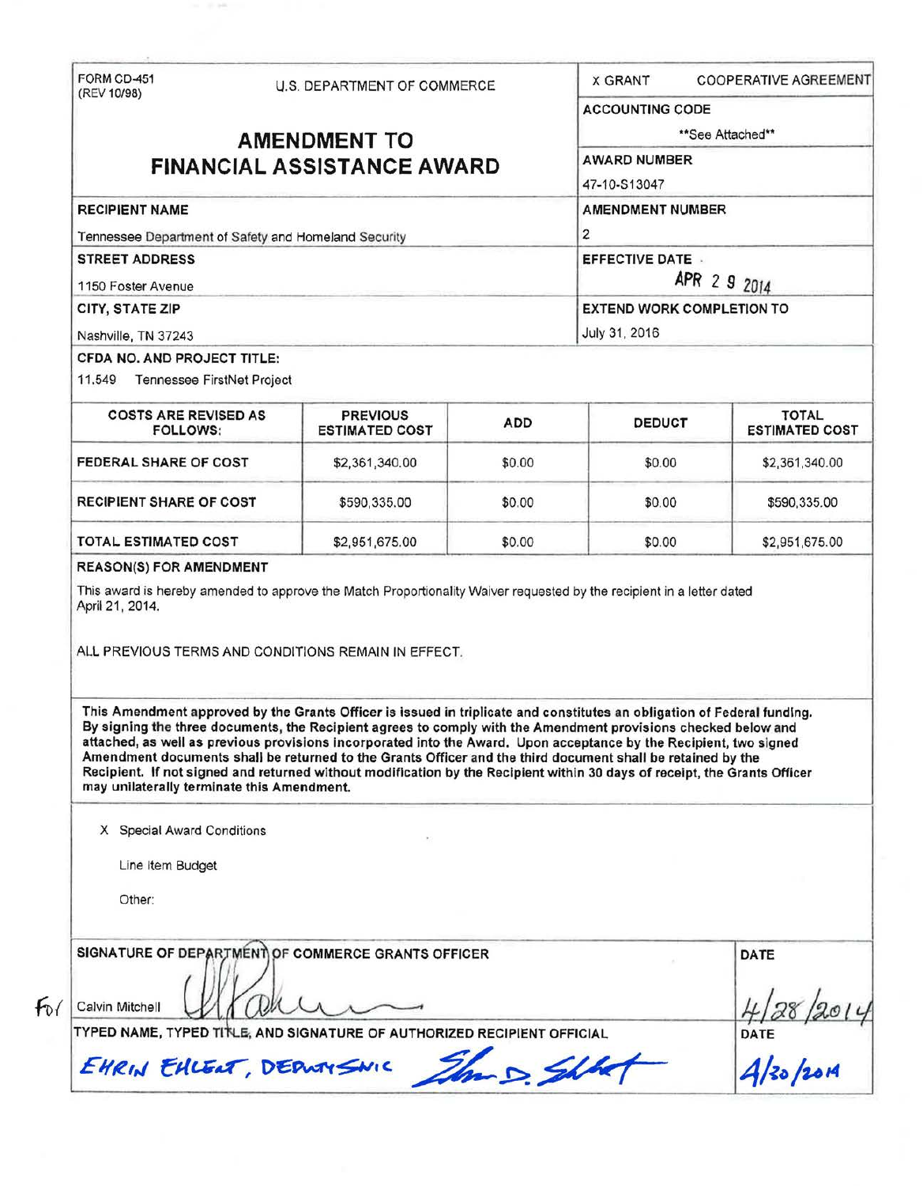FORM CD-451
(REV 10/98)

U.S. DEPARTMENT OF COMMERCE

# AMENDMENT TO FINANCIAL ASSISTANCE AWARD

X GRANT   COOPERATIVE AGREEMENT

**ACCOUNTING CODE**
**See Attached**

**AWARD NUMBER**
47-10-S13047

**RECIPIENT NAME**
Tennessee Department of Safety and Homeland Security

**AMENDMENT NUMBER**
2

**STREET ADDRESS**
1150 Foster Avenue

**EFFECTIVE DATE**
APR 29 2014

**CITY, STATE ZIP**
Nashville, TN 37243

**EXTEND WORK COMPLETION TO**
July 31, 2016

**CFDA NO. AND PROJECT TITLE:**
11.549 Tennessee FirstNet Project

| COSTS ARE REVISED AS FOLLOWS: | PREVIOUS ESTIMATED COST | ADD | DEDUCT | TOTAL ESTIMATED COST |
|---|---|---|---|---|
| FEDERAL SHARE OF COST | $2,361,340.00 | $0.00 | $0.00 | $2,361,340.00 |
| RECIPIENT SHARE OF COST | $590,335.00 | $0.00 | $0.00 | $590,335.00 |
| TOTAL ESTIMATED COST | $2,951,675.00 | $0.00 | $0.00 | $2,951,675.00 |

**REASON(S) FOR AMENDMENT**

This award is hereby amended to approve the Match Proportionality Waiver requested by the recipient in a letter dated April 21, 2014.

ALL PREVIOUS TERMS AND CONDITIONS REMAIN IN EFFECT.

**This Amendment approved by the Grants Officer is issued in triplicate and constitutes an obligation of Federal funding. By signing the three documents, the Recipient agrees to comply with the Amendment provisions checked below and attached, as well as previous provisions incorporated into the Award. Upon acceptance by the Recipient, two signed Amendment documents shall be returned to the Grants Officer and the third document shall be retained by the Recipient. If not signed and returned without modification by the Recipient within 30 days of receipt, the Grants Officer may unilaterally terminate this Amendment.**

X Special Award Conditions

Line Item Budget

Other:

**SIGNATURE OF DEPARTMENT OF COMMERCE GRANTS OFFICER**

For Calvin Mitchell [signature]

**DATE**
4/28/2014

**TYPED NAME, TYPED TITLE, AND SIGNATURE OF AUTHORIZED RECIPIENT OFFICIAL**

EHRIN EHLERT, DEPUTY SWIC [signature]

**DATE**
4/30/2014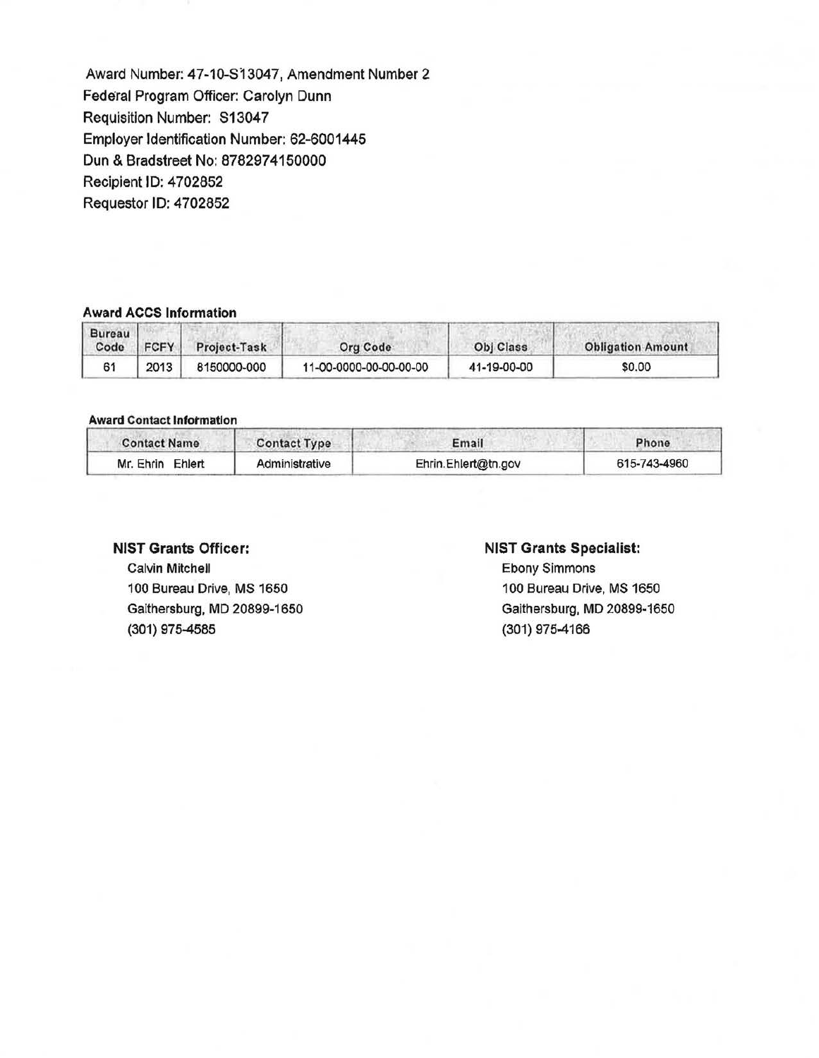Award Number: 47-10-S13047, Amendment Number 2
Federal Program Officer: Carolyn Dunn
Requisition Number: S13047
Employer Identification Number: 62-6001445
Dun & Bradstreet No: 8782974150000
Recipient ID: 4702852
Requestor ID: 4702852

**Award ACCS Information**

| Bureau Code | FCFY | Project-Task | Org Code | Obj Class | Obligation Amount |
|---|---|---|---|---|---|
| 61 | 2013 | 8150000-000 | 11-00-0000-00-00-00-00 | 41-19-00-00 | $0.00 |

**Award Contact Information**

| Contact Name | Contact Type | Email | Phone |
|---|---|---|---|
| Mr. Ehrin Ehlert | Administrative | Ehrin.Ehlert@tn.gov | 615-743-4960 |

**NIST Grants Officer:**
Calvin Mitchell
100 Bureau Drive, MS 1650
Gaithersburg, MD 20899-1650
(301) 975-4585

**NIST Grants Specialist:**
Ebony Simmons
100 Bureau Drive, MS 1650
Gaithersburg, MD 20899-1650
(301) 975-4166